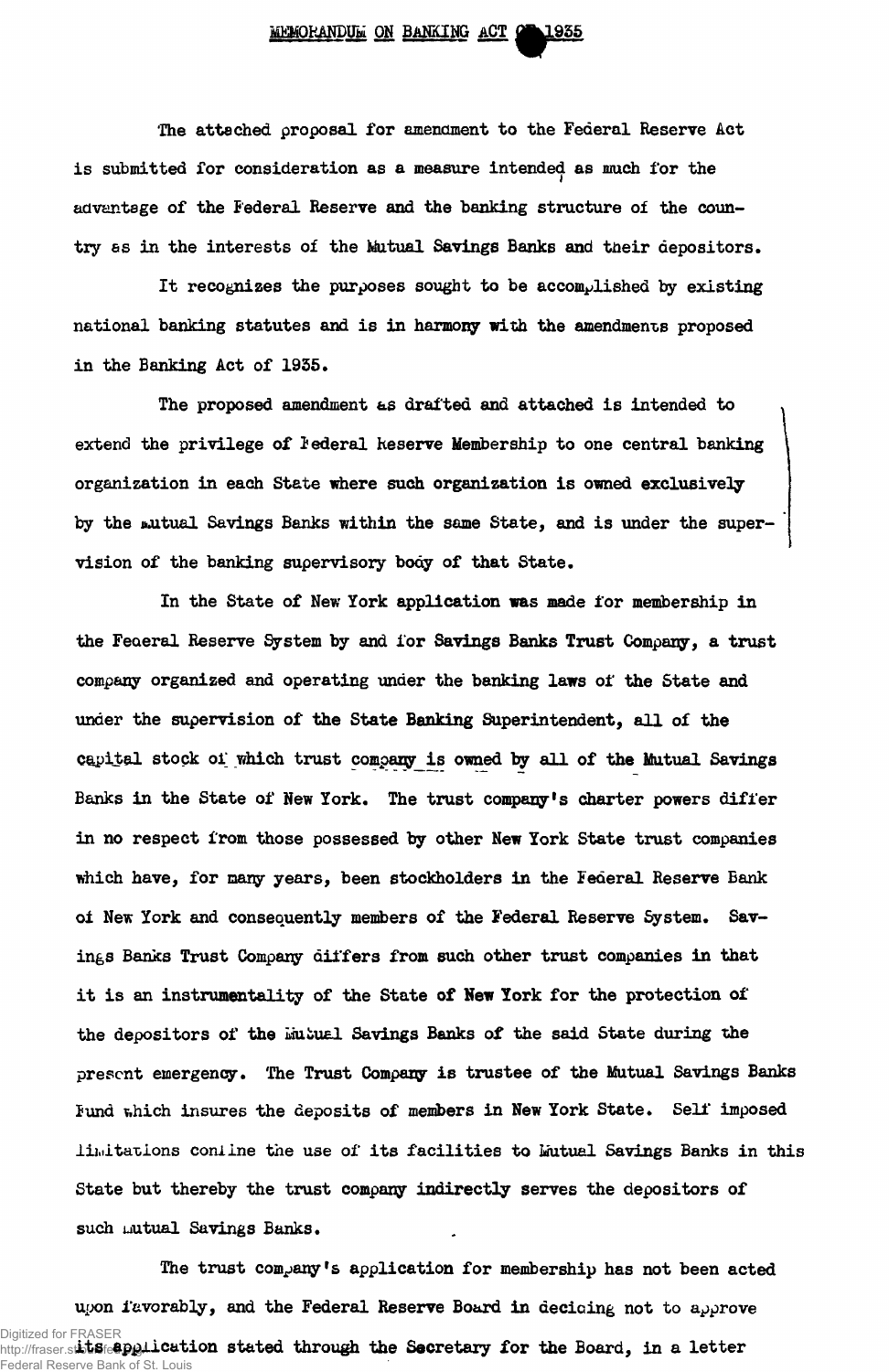# MEMORANDUM ON BANKING ACT OF 1935

The attached proposal for amendment to the Federal Reserve Act is submitted for consideration as a measure intended as much for the advantage of the Federal Reserve and the banking structure of the country as in the interests of the Mutual Savings Banks and their depositors.

It recognizes the purposes sought to be accomplished by existing national banking statutes and is in harmony with the amendments proposed in the Banking Act of 1935.

The proposed amendment as drafted and attached is intended to extend the privilege of Federal Reserve Membership to one central banking organization in each State where such organization is owned exclusively by the Mutual Savings Banks within the same State, and is under the supervision of the banking supervisory body of that State.

In the State of New York application was made for membership in the Federal Reserve System by and for Savings Banks Trust Company, a trust company organized and operating under the banking laws of the State and under the supervision of the State Banking Superintendent, all of the capital stock of which trust company is owned by all of the Mutual Savings Banks in the State of New York. The trust company's charter powers differ in no respect from those possessed by other New York State trust companies which have, for many years, been stockholders in the Federal Reserve Bank of New York and consequently members of the Federal Reserve System. Savings Banks Trust Company differs from such other trust companies in that it is an instrumentality of the State of New York for the protection of the depositors of the Mutual Savings Banks of the said State during the present emergency. The Trust Company is trustee of the Mutual Savings Banks Fund which insures the deposits of members in New York State. Self imposed limitations confine the use of its facilities to Mutual Savings Banks in this State but thereby the trust company indirectly serves the depositors of such Mutual Savings Banks.

The trust company's application for membership has not been acted upon favorably, and the Federal Reserve Board in deciding not to approve its application stated through the Secretary for the Board, in a letter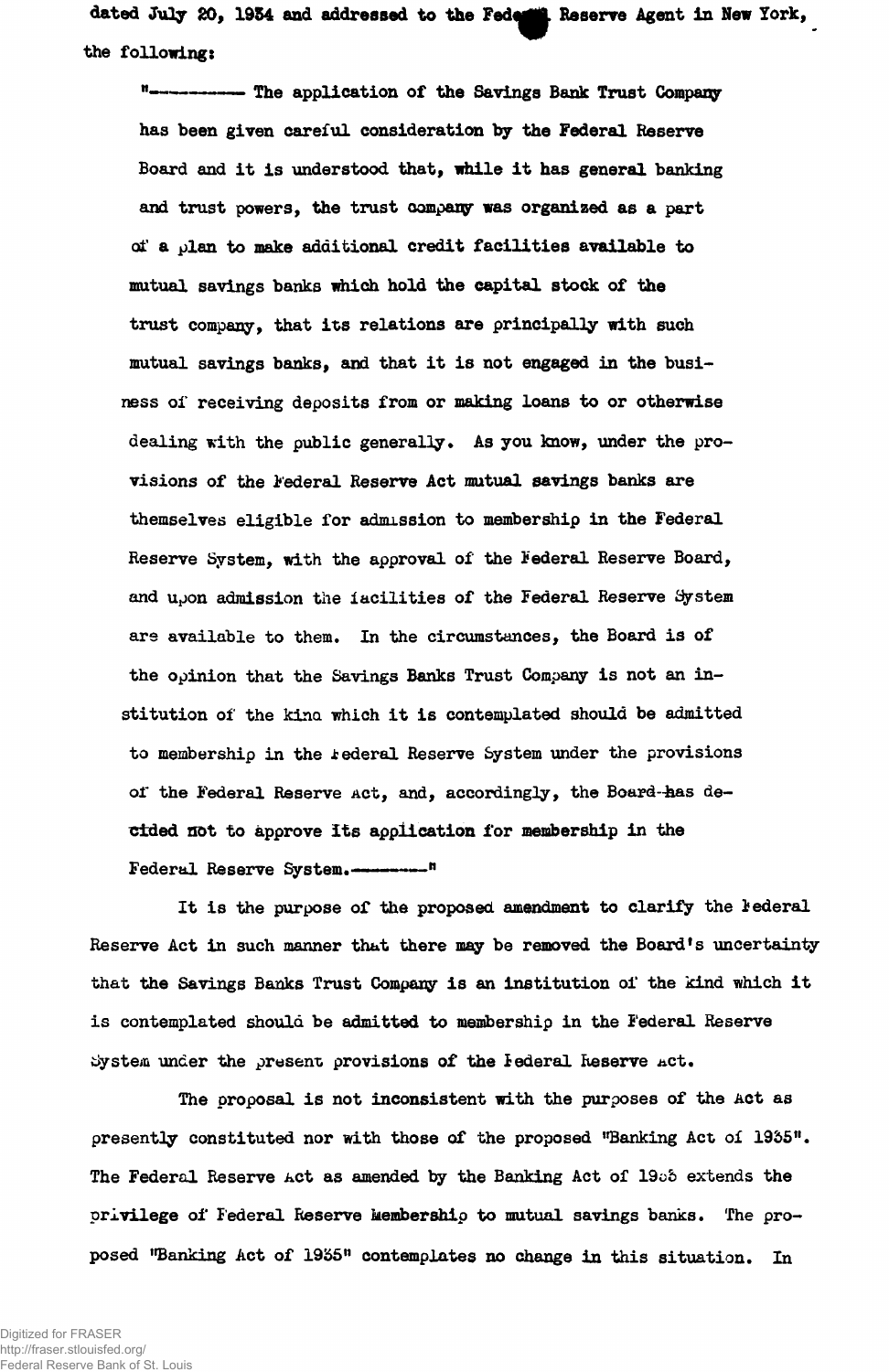dated July 20, 1934 and addressed to the Federal Reserve Agent in New York, the following:

> "---------- The application of the Savings Bank Trust Company has been given careful consideration by the Federal Reserve Board and it is understood that, while it has general banking and trust powers, the trust company was organized as a part of a plan to make additional credit facilities available to mutual savings banks which hold the capital stock of the trust company, that its relations are principally with such mutual savings banks, and that it is not engaged in the business of receiving deposits from or making loans to or otherwise dealing with the public generally. As you know, under the provisions of the Federal Reserve Act mutual savings banks are themselves eligible for admission to membership in the Federal Reserve System, with the approval of the Federal Reserve Board, and upon admission the facilities of the Federal Reserve System are available to them. In the circumstances, the Board is of the opinion that the Savings Banks Trust Company is not an institution of the kind which it is contemplated should be admitted to membership in the Federal Reserve System under the provisions of the Federal Reserve Act, and, accordingly, the Board has decided not to approve its application for membership in the Federal Reserve System.---------"

It is the purpose of the proposed amendment to clarify the Federal Reserve Act in such manner that there may be removed the Board's uncertainty that the Savings Banks Trust Company is an institution of the kind which it is contemplated should be admitted to membership in the Federal Reserve System under the present provisions of the Federal Reserve Act.

The proposal is not inconsistent with the purposes of the Act as presently constituted nor with those of the proposed "Banking Act of 1935". The Federal Reserve Act as amended by the Banking Act of 1933 extends the privilege of Federal Reserve Membership to mutual savings banks. The proposed "Banking Act of 1935" contemplates no change in this situation. In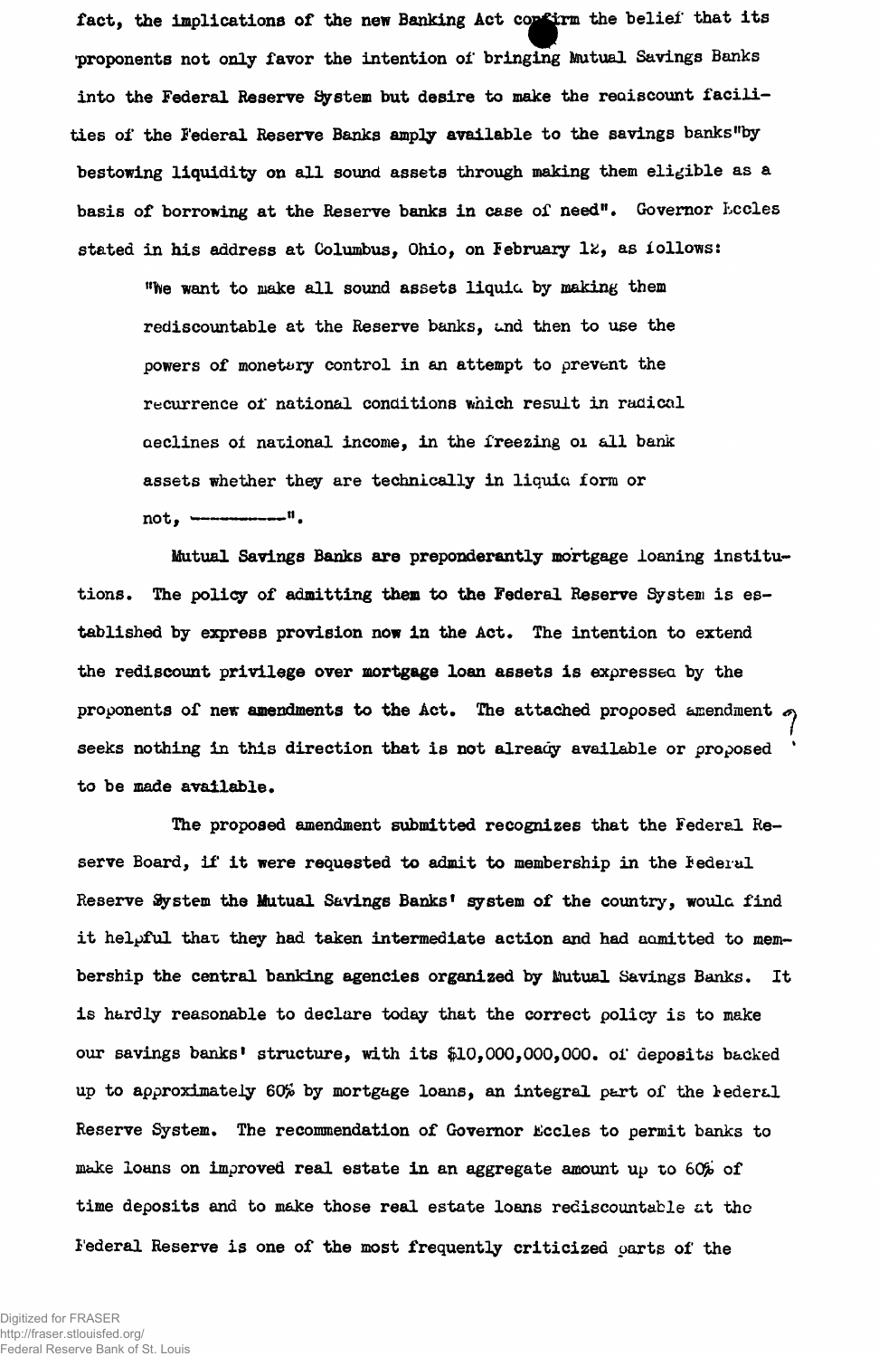fact, the implications of the new Banking Act confirm the belief that its proponents not only favor the intention of bringing Mutual Savings Banks into the Federal Reserve System but desire to make the rediscount facilities of the Federal Reserve Banks amply available to the savings banks "by bestowing liquidity on all sound assets through making them eligible as a basis of borrowing at the Reserve banks in case of need". Governor Eccles stated in his address at Columbus, Ohio, on February 12, as follows:

> "We want to make all sound assets liquid by making them rediscountable at the Reserve banks, and then to use the powers of monetary control in an attempt to prevent the recurrence of national conditions which result in radical declines of national income, in the freezing of all bank assets whether they are technically in liquid form or not, ----------".

Mutual Savings Banks are preponderantly mortgage loaning institutions. The policy of admitting them to the Federal Reserve System is established by express provision now in the Act. The intention to extend the rediscount privilege over mortgage loan assets is expressed by the proponents of new amendments to the Act. The attached proposed amendment seeks nothing in this direction that is not already available or proposed to be made available.

The proposed amendment submitted recognizes that the Federal Reserve Board, if it were requested to admit to membership in the Federal Reserve System the Mutual Savings Banks' system of the country, would find it helpful that they had taken intermediate action and had admitted to membership the central banking agencies organized by Mutual Savings Banks. It is hardly reasonable to declare today that the correct policy is to make our savings banks' structure, with its $10,000,000,000. of deposits backed up to approximately 60% by mortgage loans, an integral part of the Federal Reserve System. The recommendation of Governor Eccles to permit banks to make loans on improved real estate in an aggregate amount up to 60% of time deposits and to make those real estate loans rediscountable at the Federal Reserve is one of the most frequently criticized parts of the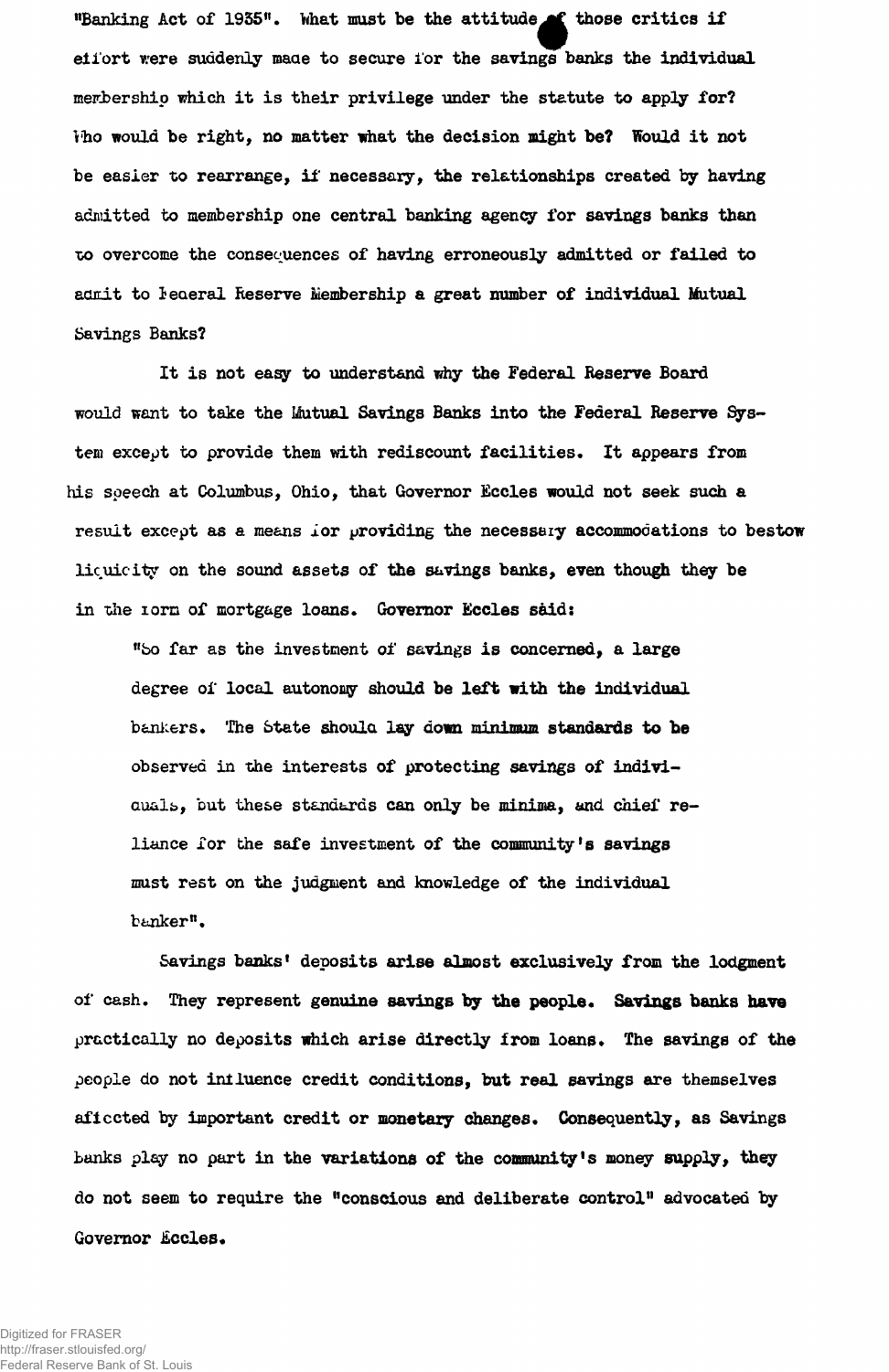"Banking Act of 1935". What must be the attitude of those critics if effort were suddenly made to secure for the savings banks the individual membership which it is their privilege under the statute to apply for? Who would be right, no matter what the decision might be? Would it not be easier to rearrange, if necessary, the relationships created by having admitted to membership one central banking agency for savings banks than to overcome the consequences of having erroneously admitted or failed to admit to Federal Reserve Membership a great number of individual Mutual Savings Banks?

It is not easy to understand why the Federal Reserve Board would want to take the Mutual Savings Banks into the Federal Reserve System except to provide them with rediscount facilities. It appears from his speech at Columbus, Ohio, that Governor Eccles would not seek such a result except as a means for providing the necessary accommodations to bestow liquidity on the sound assets of the savings banks, even though they be in the form of mortgage loans. Governor Eccles said:

> "So far as the investment of savings is concerned, a large degree of local autonomy should be left with the individual bankers. The State should lay down minimum standards to be observed in the interests of protecting savings of individuals, but these standards can only be minima, and chief reliance for the safe investment of the community's savings must rest on the judgment and knowledge of the individual banker".

Savings banks' deposits arise almost exclusively from the lodgment of cash. They represent genuine savings by the people. Savings banks have practically no deposits which arise directly from loans. The savings of the people do not influence credit conditions, but real savings are themselves affected by important credit or monetary changes. Consequently, as Savings banks play no part in the variations of the community's money supply, they do not seem to require the "conscious and deliberate control" advocated by Governor Eccles.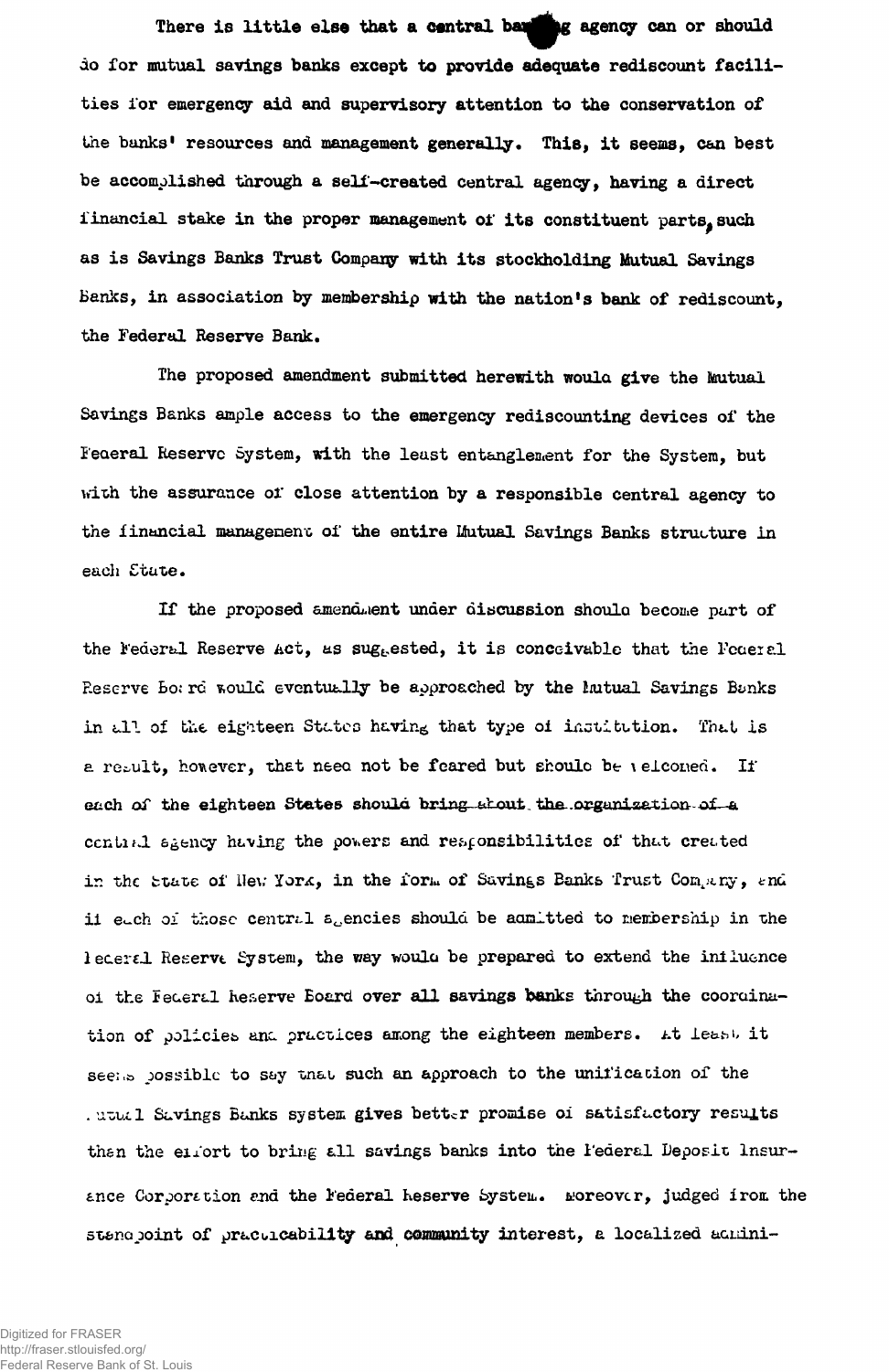There is little else that a central banking agency can or should do for mutual savings banks except to provide adequate rediscount facilities for emergency aid and supervisory attention to the conservation of the banks' resources and management generally. This, it seems, can best be accomplished through a self-created central agency, having a direct financial stake in the proper management of its constituent parts, such as is Savings Banks Trust Company with its stockholding Mutual Savings Banks, in association by membership with the nation's bank of rediscount, the Federal Reserve Bank.

The proposed amendment submitted herewith would give the Mutual Savings Banks ample access to the emergency rediscounting devices of the Federal Reserve System, with the least entanglement for the System, but with the assurance of close attention by a responsible central agency to the financial management of the entire Mutual Savings Banks structure in each State.

If the proposed amendment under discussion should become part of the Federal Reserve Act, as suggested, it is conceivable that the Federal Reserve Board would eventually be approached by the Mutual Savings Banks in all of the eighteen States having that type of institution. That is a result, however, that need not be feared but should be welcomed. If each of the eighteen States should bring about the organization of a central agency having the powers and responsibilities of that created in the State of New York, in the form of Savings Banks Trust Company, and if each of those central agencies should be admitted to membership in the Federal Reserve System, the way would be prepared to extend the influence of the Federal Reserve Board over all savings banks through the coordination of policies and practices among the eighteen members. At least it seems possible to say that such an approach to the unification of the Mutual Savings Banks system gives better promise of satisfactory results than the effort to bring all savings banks into the Federal Deposit Insurance Corporation and the Federal Reserve System. Moreover, judged from the standpoint of practicability and community interest, a localized admini-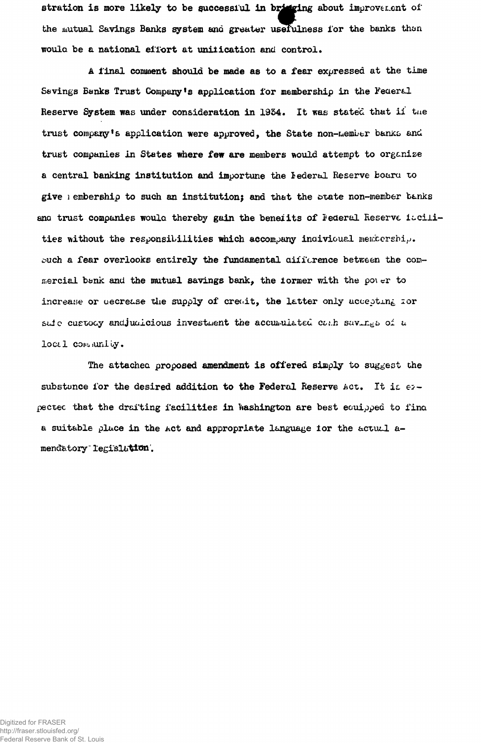stration is more likely to be successful in bringing about improvement of the mutual Savings Banks system and greater usefulness for the banks than would be a national effort at unification and control.

A final comment should be made as to a fear expressed at the time Savings Banks Trust Company's application for membership in the Federal Reserve System was under consideration in 1934. It was stated that if the trust company's application were approved, the State non-member banks and trust companies in States where few are members would attempt to organize a central banking institution and importune the Federal Reserve Board to give membership to such an institution; and that the State non-member banks and trust companies would thereby gain the benefits of Federal Reserve facilities without the responsibilities which accompany individual membership. Such a fear overlooks entirely the fundamental difference between the commercial bank and the mutual savings bank, the former with the power to increase or decrease the supply of credit, the latter only accepting for safe custody and judicious investment the accumulated cash savings of a local community.

The attached proposed amendment is offered simply to suggest the substance for the desired addition to the Federal Reserve Act. It is expected that the drafting facilities in Washington are best equipped to find a suitable place in the Act and appropriate language for the actual amendatory legislation.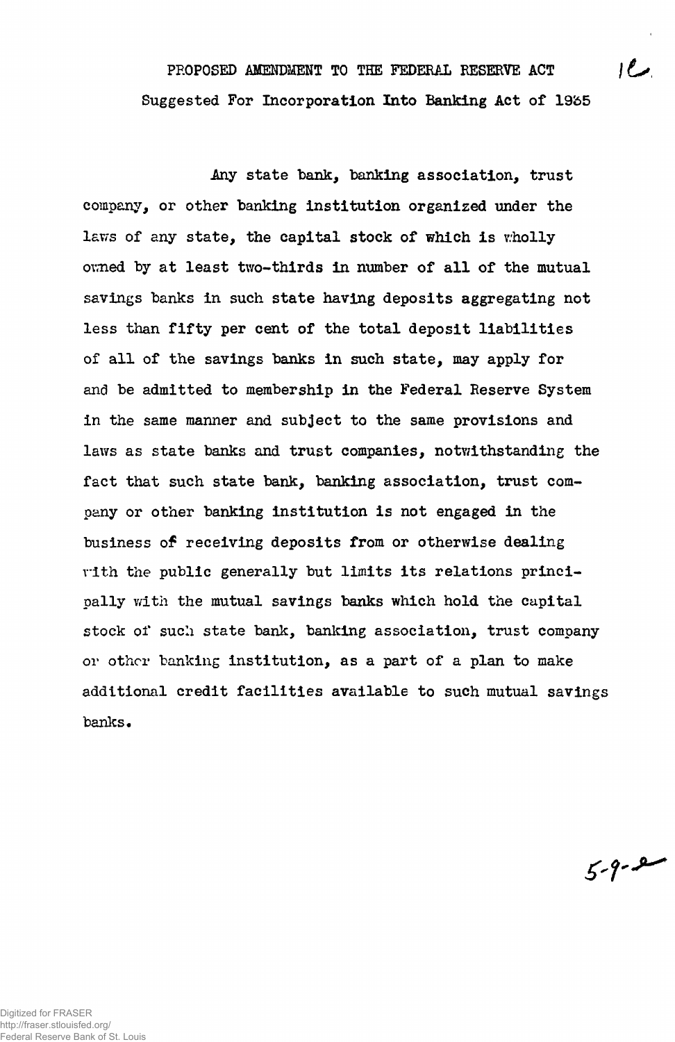PROPOSED AMENDMENT TO THE FEDERAL RESERVE ACT

Suggested For Incorporation Into Banking Act of 1935

Any state bank, banking association, trust company, or other banking institution organized under the laws of any state, the capital stock of which is wholly owned by at least two-thirds in number of all of the mutual savings banks in such state having deposits aggregating not less than fifty per cent of the total deposit liabilities of all of the savings banks in such state, may apply for and be admitted to membership in the Federal Reserve System in the same manner and subject to the same provisions and laws as state banks and trust companies, notwithstanding the fact that such state bank, banking association, trust company or other banking institution is not engaged in the business of receiving deposits from or otherwise dealing with the public generally but limits its relations principally with the mutual savings banks which hold the capital stock of such state bank, banking association, trust company or other banking institution, as a part of a plan to make additional credit facilities available to such mutual savings banks.

5-9-2